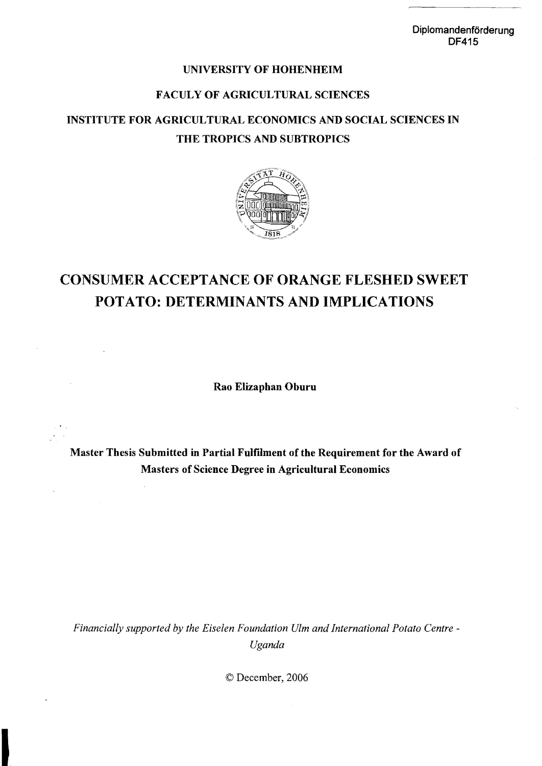Diplomandenförderung
DF415

**UNIVERSITY OF HOHENHEIM**

**FACULY OF AGRICULTURAL SCIENCES**

**INSTITUTE FOR AGRICULTURAL ECONOMICS AND SOCIAL SCIENCES IN THE TROPICS AND SUBTROPICS**

# CONSUMER ACCEPTANCE OF ORANGE FLESHED SWEET POTATO: DETERMINANTS AND IMPLICATIONS

**Rao Elizaphan Oburu**

**Master Thesis Submitted in Partial Fulfilment of the Requirement for the Award of Masters of Science Degree in Agricultural Economics**

*Financially supported by the Eiselen Foundation Ulm and International Potato Centre - Uganda*

© December, 2006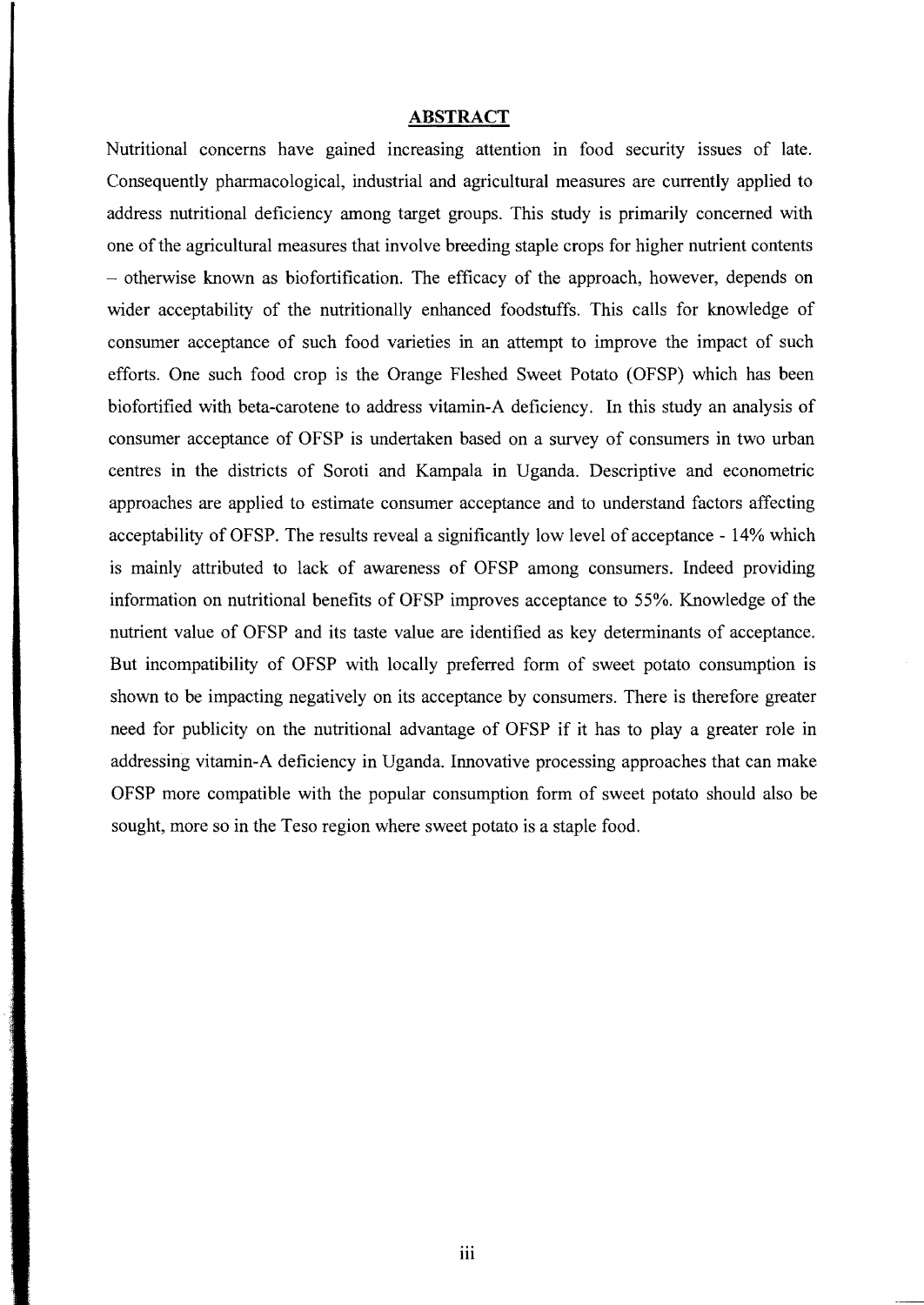## ABSTRACT

Nutritional concerns have gained increasing attention in food security issues of late. Consequently pharmacological, industrial and agricultural measures are currently applied to address nutritional deficiency among target groups. This study is primarily concerned with one of the agricultural measures that involve breeding staple crops for higher nutrient contents – otherwise known as biofortification. The efficacy of the approach, however, depends on wider acceptability of the nutritionally enhanced foodstuffs. This calls for knowledge of consumer acceptance of such food varieties in an attempt to improve the impact of such efforts. One such food crop is the Orange Fleshed Sweet Potato (OFSP) which has been biofortified with beta-carotene to address vitamin-A deficiency. In this study an analysis of consumer acceptance of OFSP is undertaken based on a survey of consumers in two urban centres in the districts of Soroti and Kampala in Uganda. Descriptive and econometric approaches are applied to estimate consumer acceptance and to understand factors affecting acceptability of OFSP. The results reveal a significantly low level of acceptance - 14% which is mainly attributed to lack of awareness of OFSP among consumers. Indeed providing information on nutritional benefits of OFSP improves acceptance to 55%. Knowledge of the nutrient value of OFSP and its taste value are identified as key determinants of acceptance. But incompatibility of OFSP with locally preferred form of sweet potato consumption is shown to be impacting negatively on its acceptance by consumers. There is therefore greater need for publicity on the nutritional advantage of OFSP if it has to play a greater role in addressing vitamin-A deficiency in Uganda. Innovative processing approaches that can make OFSP more compatible with the popular consumption form of sweet potato should also be sought, more so in the Teso region where sweet potato is a staple food.